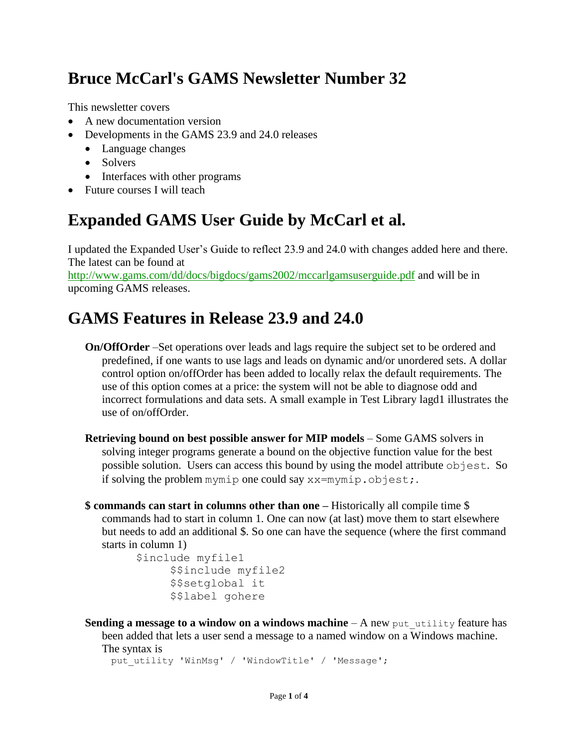# Bruce McCarl's GAMS Newsletter Number 32

This newsletter covers

- A new documentation version
- Developments in the GAMS 23.9 and 24.0 releases
  - Language changes
  - Solvers
  - Interfaces with other programs
- Future courses I will teach

# Expanded GAMS User Guide by McCarl et al.

I updated the Expanded User's Guide to reflect 23.9 and 24.0 with changes added here and there. The latest can be found at http://www.gams.com/dd/docs/bigdocs/gams2002/mccarlgamsuserguide.pdf and will be in upcoming GAMS releases.

# GAMS Features in Release 23.9 and 24.0

**On/OffOrder** –Set operations over leads and lags require the subject set to be ordered and predefined, if one wants to use lags and leads on dynamic and/or unordered sets. A dollar control option on/offOrder has been added to locally relax the default requirements. The use of this option comes at a price: the system will not be able to diagnose odd and incorrect formulations and data sets. A small example in Test Library lagd1 illustrates the use of on/offOrder.

**Retrieving bound on best possible answer for MIP models** – Some GAMS solvers in solving integer programs generate a bound on the objective function value for the best possible solution. Users can access this bound by using the model attribute `objest`. So if solving the problem `mymip` one could say `xx=mymip.objest;`.

**$ commands can start in columns other than one –** Historically all compile time $ commands had to start in column 1. One can now (at last) move them to start elsewhere but needs to add an additional $. So one can have the sequence (where the first command starts in column 1)

```
$include myfile1
     $$include myfile2
     $$setglobal it
     $$label gohere
```

**Sending a message to a window on a windows machine** – A new `put_utility` feature has been added that lets a user send a message to a named window on a Windows machine. The syntax is

```
put_utility 'WinMsg' / 'WindowTitle' / 'Message';
```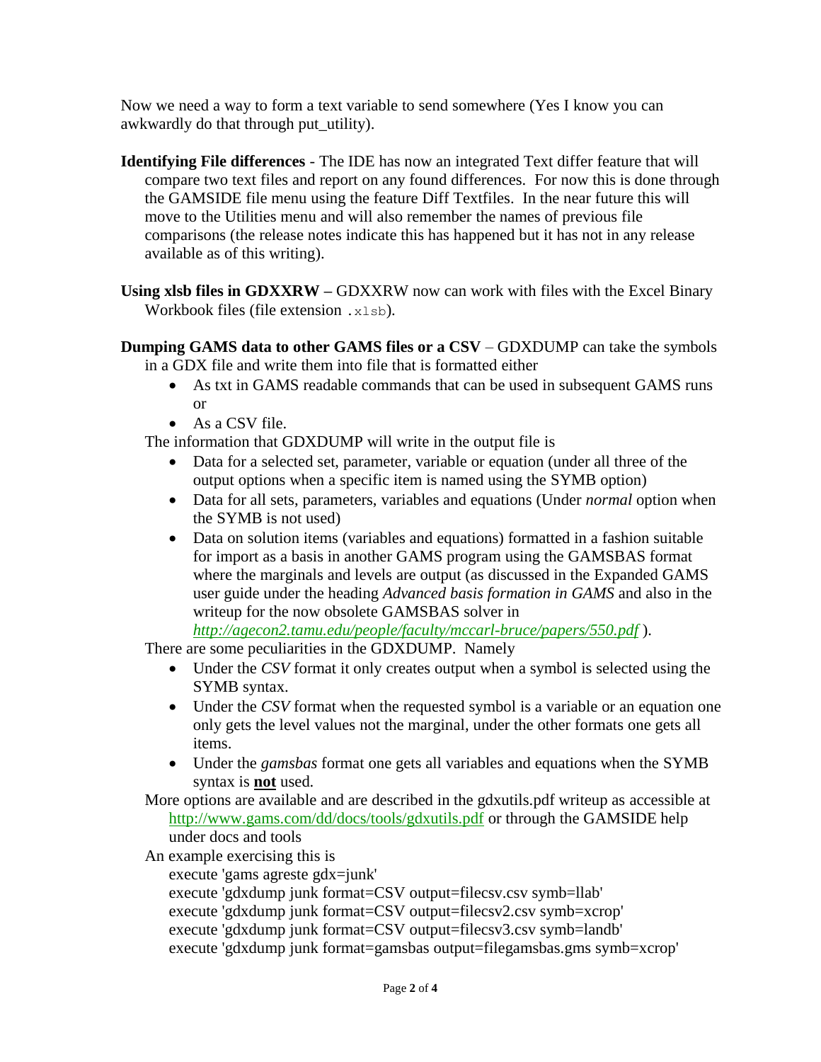Now we need a way to form a text variable to send somewhere (Yes I know you can awkwardly do that through put_utility).

**Identifying File differences** - The IDE has now an integrated Text differ feature that will compare two text files and report on any found differences. For now this is done through the GAMSIDE file menu using the feature Diff Textfiles. In the near future this will move to the Utilities menu and will also remember the names of previous file comparisons (the release notes indicate this has happened but it has not in any release available as of this writing).

**Using xlsb files in GDXXRW –** GDXXRW now can work with files with the Excel Binary Workbook files (file extension `.xlsb`).

**Dumping GAMS data to other GAMS files or a CSV** – GDXDUMP can take the symbols in a GDX file and write them into file that is formatted either

- As txt in GAMS readable commands that can be used in subsequent GAMS runs or
- As a CSV file.

The information that GDXDUMP will write in the output file is

- Data for a selected set, parameter, variable or equation (under all three of the output options when a specific item is named using the SYMB option)
- Data for all sets, parameters, variables and equations (Under *normal* option when the SYMB is not used)
- Data on solution items (variables and equations) formatted in a fashion suitable for import as a basis in another GAMS program using the GAMSBAS format where the marginals and levels are output (as discussed in the Expanded GAMS user guide under the heading *Advanced basis formation in GAMS* and also in the writeup for the now obsolete GAMSBAS solver in *http://agecon2.tamu.edu/people/faculty/mccarl-bruce/papers/550.pdf* ).

There are some peculiarities in the GDXDUMP. Namely

- Under the *CSV* format it only creates output when a symbol is selected using the SYMB syntax.
- Under the *CSV* format when the requested symbol is a variable or an equation one only gets the level values not the marginal, under the other formats one gets all items.
- Under the *gamsbas* format one gets all variables and equations when the SYMB syntax is **not** used.

More options are available and are described in the gdxutils.pdf writeup as accessible at http://www.gams.com/dd/docs/tools/gdxutils.pdf or through the GAMSIDE help under docs and tools

An example exercising this is

```
execute 'gams agreste gdx=junk'
execute 'gdxdump junk format=CSV output=filecsv.csv symb=llab'
execute 'gdxdump junk format=CSV output=filecsv2.csv symb=xcrop'
execute 'gdxdump junk format=CSV output=filecsv3.csv symb=landb'
execute 'gdxdump junk format=gamsbas output=filegamsbas.gms symb=xcrop'
```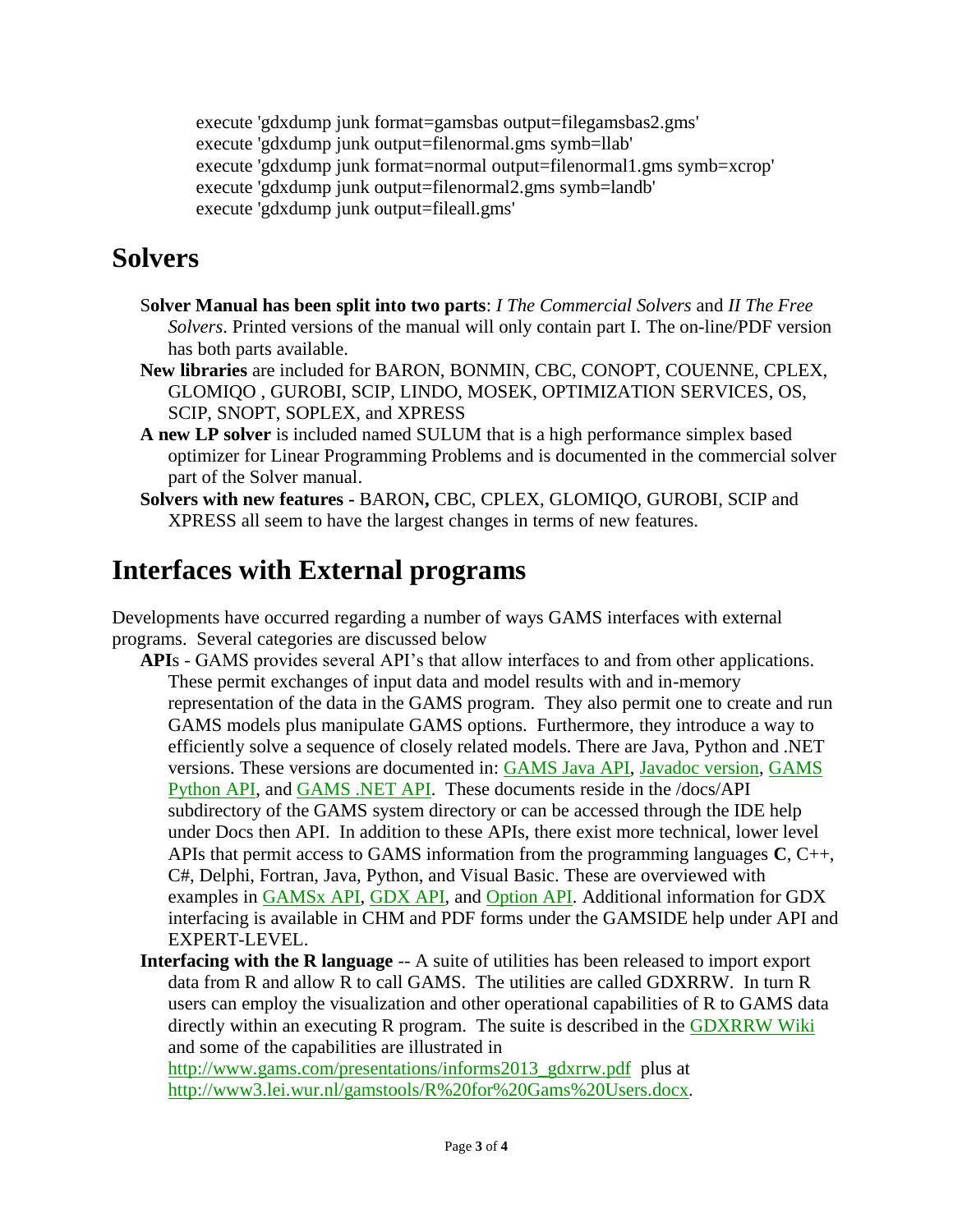```
execute 'gdxdump junk format=gamsbas output=filegamsbas2.gms'
execute 'gdxdump junk output=filenormal.gms symb=llab'
execute 'gdxdump junk format=normal output=filenormal1.gms symb=xcrop'
execute 'gdxdump junk output=filenormal2.gms symb=landb'
execute 'gdxdump junk output=fileall.gms'
```

# Solvers

**Solver Manual has been split into two parts**: *I The Commercial Solvers* and *II The Free Solvers*. Printed versions of the manual will only contain part I. The on-line/PDF version has both parts available.

**New libraries** are included for BARON, BONMIN, CBC, CONOPT, COUENNE, CPLEX, GLOMIQO , GUROBI, SCIP, LINDO, MOSEK, OPTIMIZATION SERVICES, OS, SCIP, SNOPT, SOPLEX, and XPRESS

**A new LP solver** is included named SULUM that is a high performance simplex based optimizer for Linear Programming Problems and is documented in the commercial solver part of the Solver manual.

**Solvers with new features -** BARON**,** CBC, CPLEX, GLOMIQO, GUROBI, SCIP and XPRESS all seem to have the largest changes in terms of new features.

# Interfaces with External programs

Developments have occurred regarding a number of ways GAMS interfaces with external programs. Several categories are discussed below

**API**s - GAMS provides several API's that allow interfaces to and from other applications. These permit exchanges of input data and model results with and in-memory representation of the data in the GAMS program. They also permit one to create and run GAMS models plus manipulate GAMS options. Furthermore, they introduce a way to efficiently solve a sequence of closely related models. There are Java, Python and .NET versions. These versions are documented in: GAMS Java API, Javadoc version, GAMS Python API, and GAMS .NET API. These documents reside in the /docs/API subdirectory of the GAMS system directory or can be accessed through the IDE help under Docs then API. In addition to these APIs, there exist more technical, lower level APIs that permit access to GAMS information from the programming languages **C**, C++, C#, Delphi, Fortran, Java, Python, and Visual Basic. These are overviewed with examples in GAMSx API, GDX API, and Option API. Additional information for GDX interfacing is available in CHM and PDF forms under the GAMSIDE help under API and EXPERT-LEVEL.

**Interfacing with the R language** -- A suite of utilities has been released to import export data from R and allow R to call GAMS. The utilities are called GDXRRW. In turn R users can employ the visualization and other operational capabilities of R to GAMS data directly within an executing R program. The suite is described in the GDXRRW Wiki and some of the capabilities are illustrated in http://www.gams.com/presentations/informs2013_gdxrrw.pdf plus at http://www3.lei.wur.nl/gamstools/R%20for%20Gams%20Users.docx.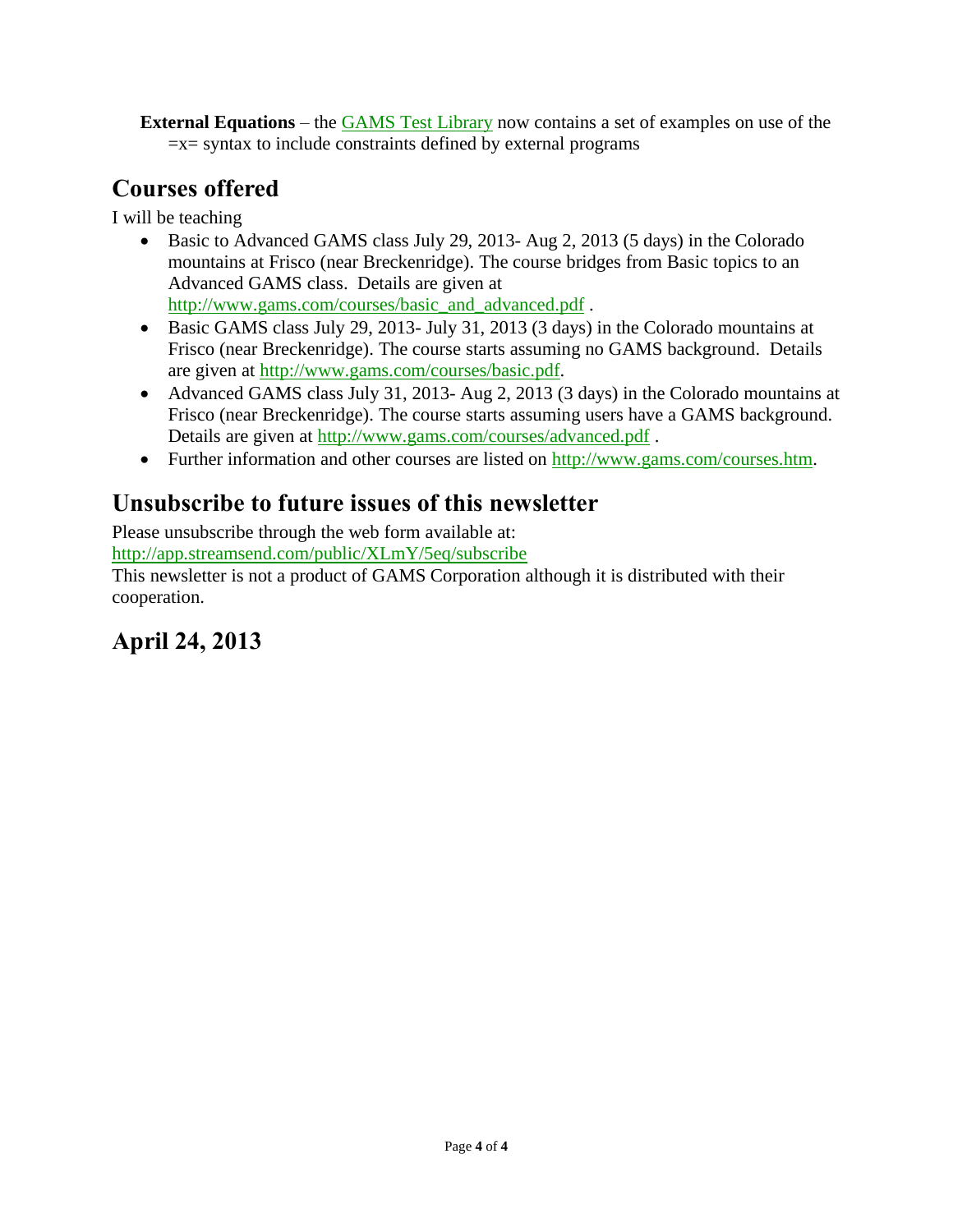**External Equations** – the [GAMS Test Library] now contains a set of examples on use of the =x= syntax to include constraints defined by external programs

## Courses offered

I will be teaching

- Basic to Advanced GAMS class July 29, 2013- Aug 2, 2013 (5 days) in the Colorado mountains at Frisco (near Breckenridge). The course bridges from Basic topics to an Advanced GAMS class. Details are given at http://www.gams.com/courses/basic_and_advanced.pdf .
- Basic GAMS class July 29, 2013- July 31, 2013 (3 days) in the Colorado mountains at Frisco (near Breckenridge). The course starts assuming no GAMS background. Details are given at http://www.gams.com/courses/basic.pdf.
- Advanced GAMS class July 31, 2013- Aug 2, 2013 (3 days) in the Colorado mountains at Frisco (near Breckenridge). The course starts assuming users have a GAMS background. Details are given at http://www.gams.com/courses/advanced.pdf .
- Further information and other courses are listed on http://www.gams.com/courses.htm.

## Unsubscribe to future issues of this newsletter

Please unsubscribe through the web form available at:
http://app.streamsend.com/public/XLmY/5eq/subscribe
This newsletter is not a product of GAMS Corporation although it is distributed with their cooperation.

## April 24, 2013